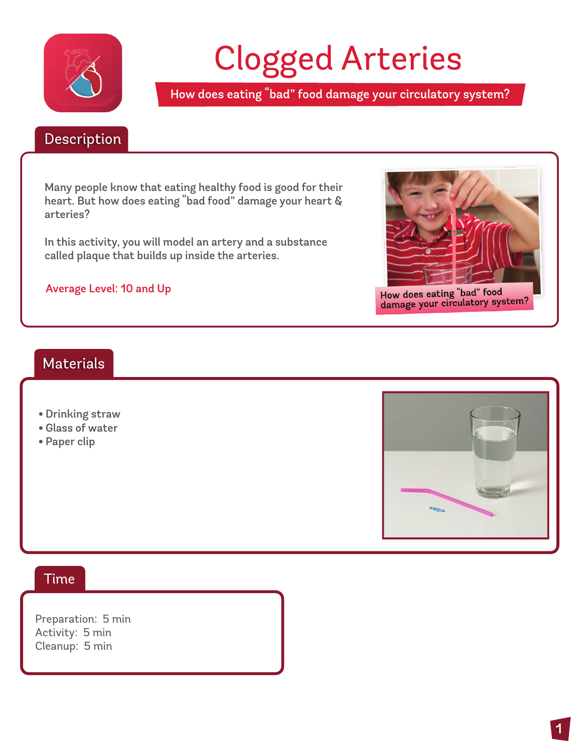# Clogged Arteries

**How does eating "bad" food damage your circulatory system?**

## Description

Many people know that eating healthy food is good for their heart. But how does eating "bad food" damage your heart & arteries?

In this activity, you will model an artery and a substance called plaque that builds up inside the arteries.

Average Level: 10 and Up

How does eating "bad" food damage your circulatory system?

## Materials

- Drinking straw
- Glass of water
- Paper clip

## Time

Preparation: 5 min
Activity: 5 min
Cleanup: 5 min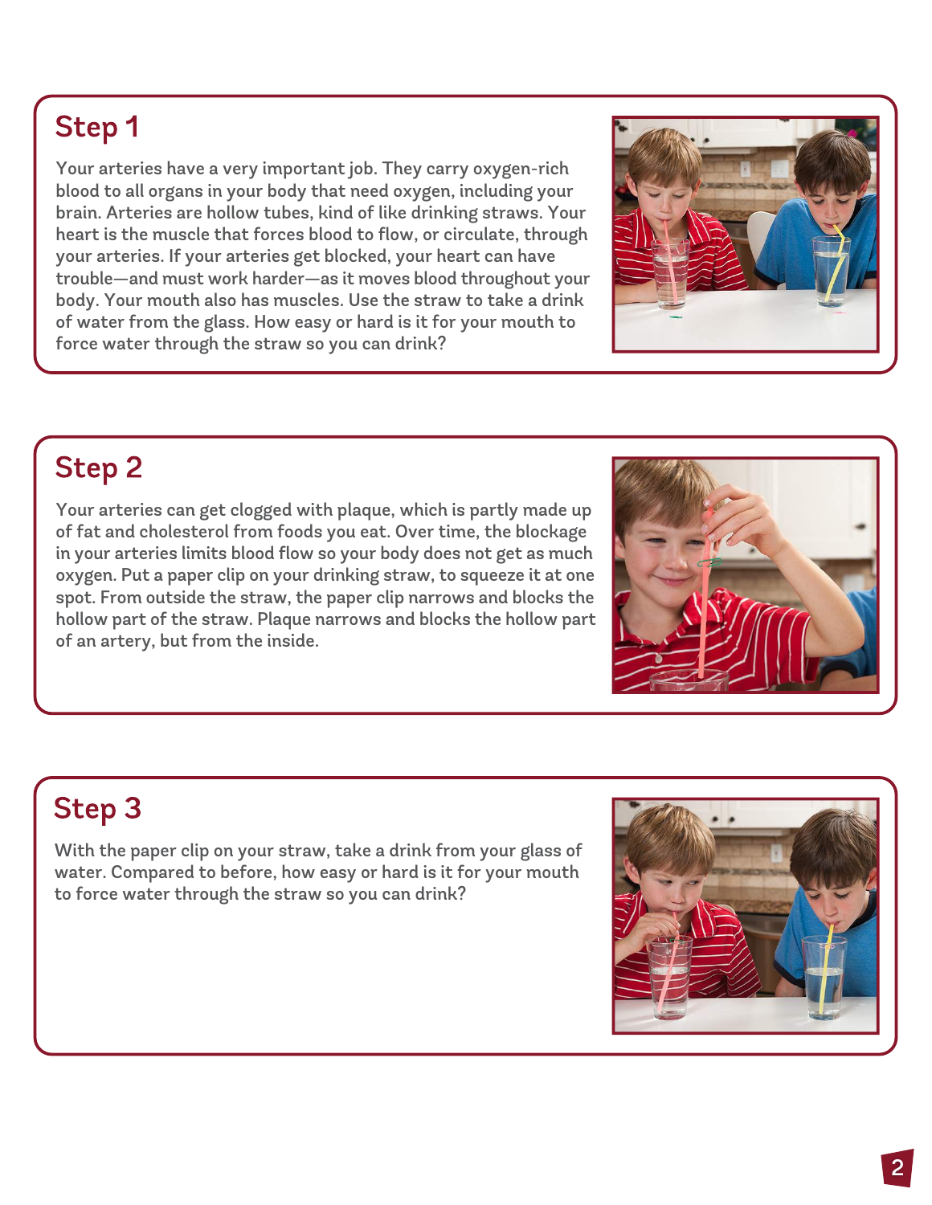## Step 1

Your arteries have a very important job. They carry oxygen-rich blood to all organs in your body that need oxygen, including your brain. Arteries are hollow tubes, kind of like drinking straws. Your heart is the muscle that forces blood to flow, or circulate, through your arteries. If your arteries get blocked, your heart can have trouble—and must work harder—as it moves blood throughout your body. Your mouth also has muscles. Use the straw to take a drink of water from the glass. How easy or hard is it for your mouth to force water through the straw so you can drink?

## Step 2

Your arteries can get clogged with plaque, which is partly made up of fat and cholesterol from foods you eat. Over time, the blockage in your arteries limits blood flow so your body does not get as much oxygen. Put a paper clip on your drinking straw, to squeeze it at one spot. From outside the straw, the paper clip narrows and blocks the hollow part of the straw. Plaque narrows and blocks the hollow part of an artery, but from the inside.

## Step 3

With the paper clip on your straw, take a drink from your glass of water. Compared to before, how easy or hard is it for your mouth to force water through the straw so you can drink?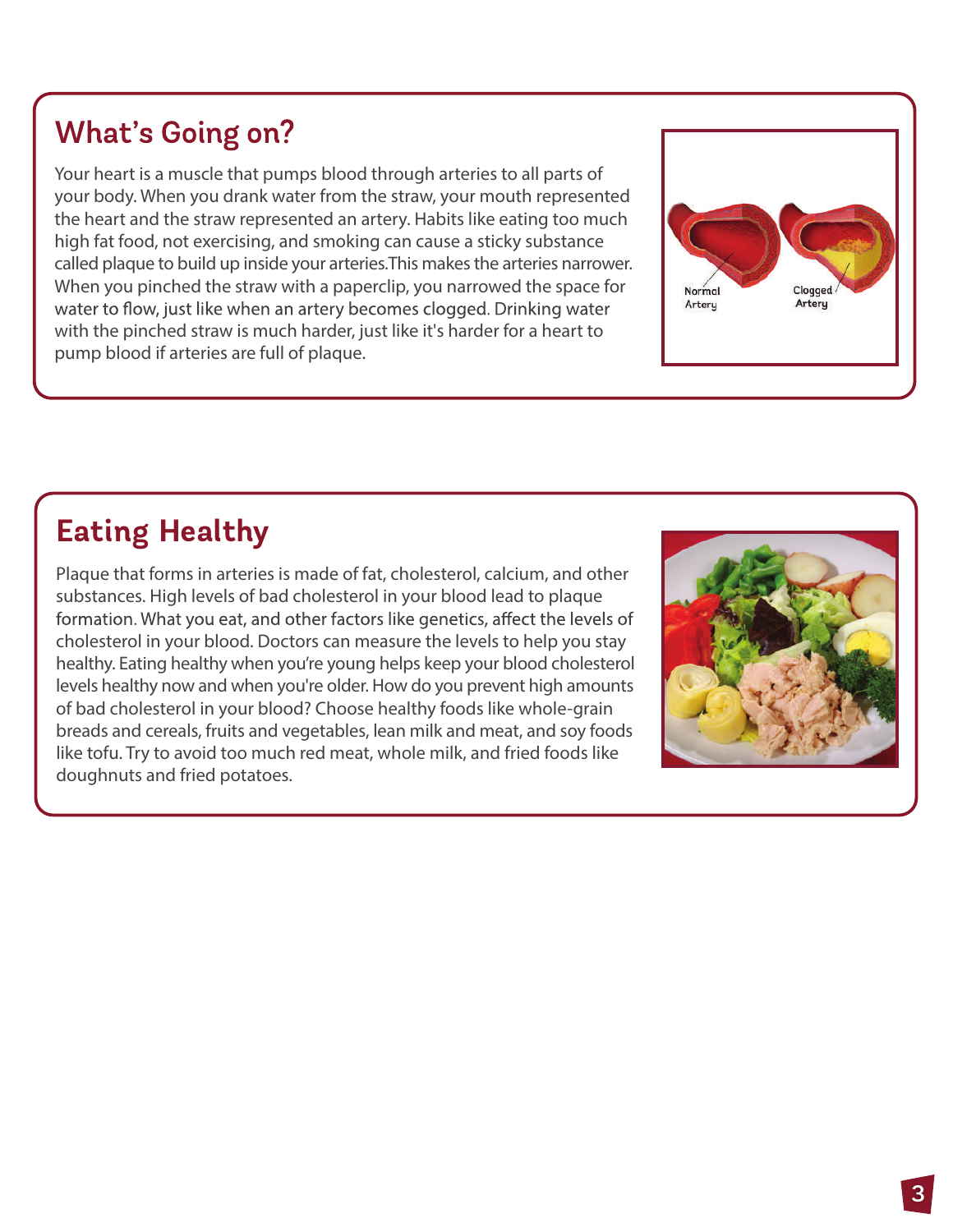## What's Going on?

Your heart is a muscle that pumps blood through arteries to all parts of your body. When you drank water from the straw, your mouth represented the heart and the straw represented an artery. Habits like eating too much high fat food, not exercising, and smoking can cause a sticky substance called plaque to build up inside your arteries.This makes the arteries narrower. When you pinched the straw with a paperclip, you narrowed the space for water to flow, just like when an artery becomes clogged. Drinking water with the pinched straw is much harder, just like it's harder for a heart to pump blood if arteries are full of plaque.

Normal Artery

Clogged Artery

## Eating Healthy

Plaque that forms in arteries is made of fat, cholesterol, calcium, and other substances. High levels of bad cholesterol in your blood lead to plaque formation. What you eat, and other factors like genetics, affect the levels of cholesterol in your blood. Doctors can measure the levels to help you stay healthy. Eating healthy when you're young helps keep your blood cholesterol levels healthy now and when you're older. How do you prevent high amounts of bad cholesterol in your blood? Choose healthy foods like whole-grain breads and cereals, fruits and vegetables, lean milk and meat, and soy foods like tofu. Try to avoid too much red meat, whole milk, and fried foods like doughnuts and fried potatoes.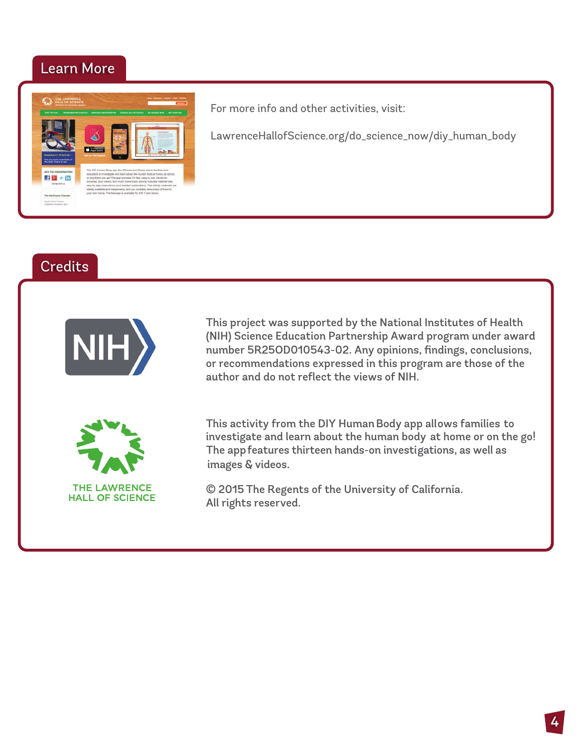## Learn More

For more info and other activities, visit:

LawrenceHallofScience.org/do_science_now/diy_human_body

## Credits

This project was supported by the National Institutes of Health (NIH) Science Education Partnership Award program under award number 5R25OD010543-02. Any opinions, findings, conclusions, or recommendations expressed in this program are those of the author and do not reflect the views of NIH.

This activity from the DIY Human Body app allows families to investigate and learn about the human body at home or on the go! The app features thirteen hands-on investigations, as well as images & videos.

© 2015 The Regents of the University of California. All rights reserved.